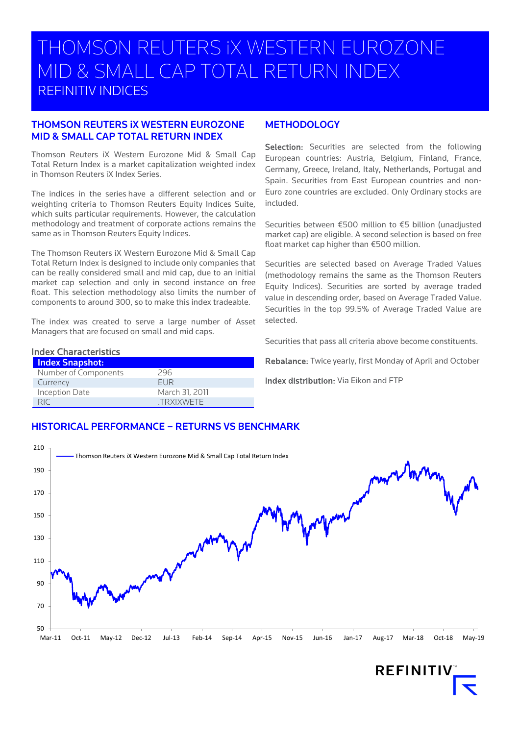# THOMSON REUTERS iX WESTERN EUROZONE MID & SMALL CAP TOTAL RETURN INDEX

REFINITIV INDICES

## THOMSON REUTERS iX WESTERN EUROZONE MID & SMALL CAP TOTAL RETURN INDEX

Thomson Reuters iX Western Eurozone Mid & Small Cap Total Return Index is a market capitalization weighted index in Thomson Reuters iX Index Series.

The indices in the series have a different selection and or weighting criteria to Thomson Reuters Equity Indices Suite, which suits particular requirements. However, the calculation methodology and treatment of corporate actions remains the same as in Thomson Reuters Equity Indices.

The Thomson Reuters iX Western Eurozone Mid & Small Cap Total Return Index is designed to include only companies that can be really considered small and mid cap, due to an initial market cap selection and only in second instance on free float. This selection methodology also limits the number of components to around 300, so to make this index tradeable.

The index was created to serve a large number of Asset Managers that are focused on small and mid caps.

### Index Characteristics

| Index Snapshot: | |
|---|---|
| Number of Components | 296 |
| Currency | EUR |
| Inception Date | March 31, 2011 |
| RIC | .TRXIXWETE |

## METHODOLOGY

**Selection:** Securities are selected from the following European countries: Austria, Belgium, Finland, France, Germany, Greece, Ireland, Italy, Netherlands, Portugal and Spain. Securities from East European countries and non-Euro zone countries are excluded. Only Ordinary stocks are included.

Securities between €500 million to €5 billion (unadjusted market cap) are eligible. A second selection is based on free float market cap higher than €500 million.

Securities are selected based on Average Traded Values (methodology remains the same as the Thomson Reuters Equity Indices). Securities are sorted by average traded value in descending order, based on Average Traded Value. Securities in the top 99.5% of Average Traded Value are selected.

Securities that pass all criteria above become constituents.

**Rebalance:** Twice yearly, first Monday of April and October

**Index distribution:** Via Eikon and FTP

## HISTORICAL PERFORMANCE – RETURNS VS BENCHMARK

Thomson Reuters iX Western Eurozone Mid & Small Cap Total Return Index

210
190
170
150
130
110
90
70
50

Mar-11 Oct-11 May-12 Dec-12 Jul-13 Feb-14 Sep-14 Apr-15 Nov-15 Jun-16 Jan-17 Aug-17 Mar-18 Oct-18 May-19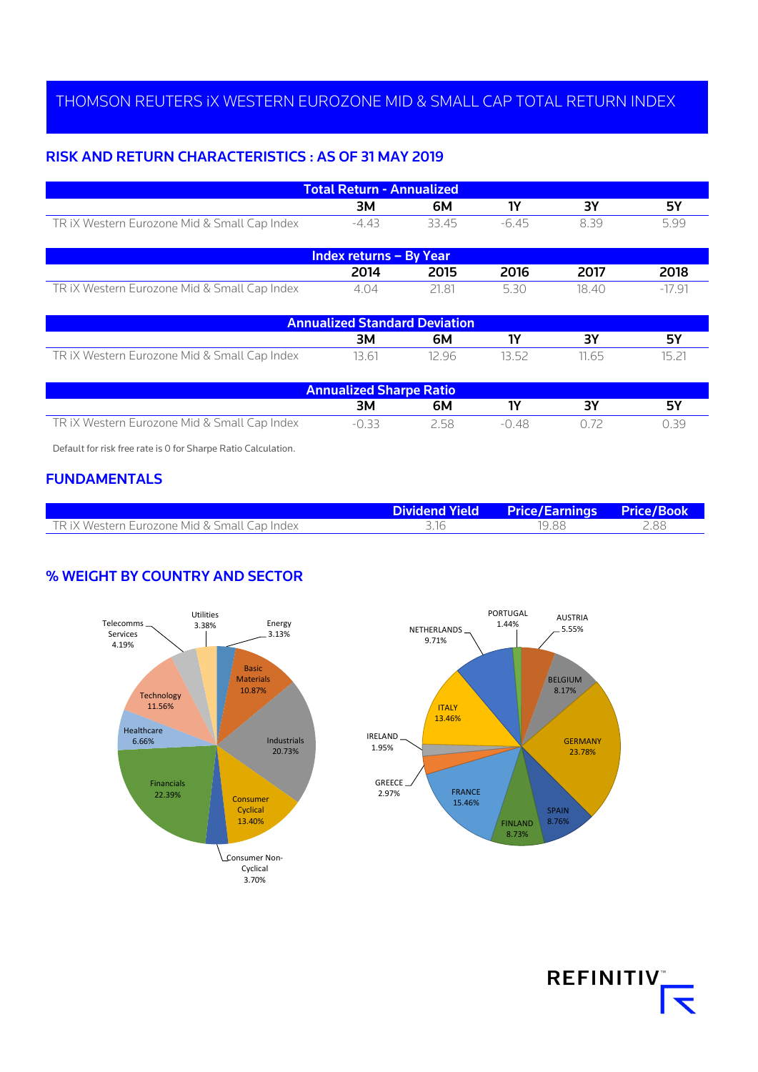# THOMSON REUTERS iX WESTERN EUROZONE MID & SMALL CAP TOTAL RETURN INDEX

## RISK AND RETURN CHARACTERISTICS : AS OF 31 MAY 2019

| Total Return - Annualized | 3M | 6M | 1Y | 3Y | 5Y |
|---|---|---|---|---|---|
| TR iX Western Eurozone Mid & Small Cap Index | -4.43 | 33.45 | -6.45 | 8.39 | 5.99 |

| Index returns – By Year | 2014 | 2015 | 2016 | 2017 | 2018 |
|---|---|---|---|---|---|
| TR iX Western Eurozone Mid & Small Cap Index | 4.04 | 21.81 | 5.30 | 18.40 | -17.91 |

| Annualized Standard Deviation | 3M | 6M | 1Y | 3Y | 5Y |
|---|---|---|---|---|---|
| TR iX Western Eurozone Mid & Small Cap Index | 13.61 | 12.96 | 13.52 | 11.65 | 15.21 |

| Annualized Sharpe Ratio | 3M | 6M | 1Y | 3Y | 5Y |
|---|---|---|---|---|---|
| TR iX Western Eurozone Mid & Small Cap Index | -0.33 | 2.58 | -0.48 | 0.72 | 0.39 |

Default for risk free rate is 0 for Sharpe Ratio Calculation.

## FUNDAMENTALS

| | Dividend Yield | Price/Earnings | Price/Book |
|---|---|---|---|
| TR iX Western Eurozone Mid & Small Cap Index | 3.16 | 19.88 | 2.88 |

## % WEIGHT BY COUNTRY AND SECTOR

Utilities 3.38%
Energy 3.13%
Telecomms Services 4.19%
Basic Materials 10.87%
Technology 11.56%
Industrials 20.73%
Healthcare 6.66%
Financials 22.39%
Consumer Cyclical 13.40%
Consumer Non-Cyclical 3.70%

PORTUGAL 1.44%
AUSTRIA 5.55%
NETHERLANDS 9.71%
BELGIUM 8.17%
ITALY 13.46%
GERMANY 23.78%
IRELAND 1.95%
GREECE 2.97%
FRANCE 15.46%
SPAIN 8.76%
FINLAND 8.73%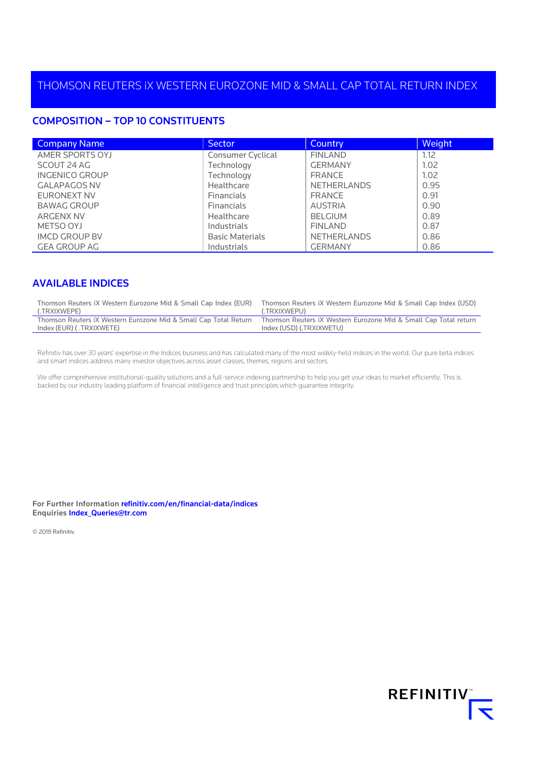# THOMSON REUTERS iX WESTERN EUROZONE MID & SMALL CAP TOTAL RETURN INDEX

## COMPOSITION – TOP 10 CONSTITUENTS

| Company Name | Sector | Country | Weight |
|---|---|---|---|
| AMER SPORTS OYJ | Consumer Cyclical | FINLAND | 1.12 |
| SCOUT 24 AG | Technology | GERMANY | 1.02 |
| INGENICO GROUP | Technology | FRANCE | 1.02 |
| GALAPAGOS NV | Healthcare | NETHERLANDS | 0.95 |
| EURONEXT NV | Financials | FRANCE | 0.91 |
| BAWAG GROUP | Financials | AUSTRIA | 0.90 |
| ARGENX NV | Healthcare | BELGIUM | 0.89 |
| METSO OYJ | Industrials | FINLAND | 0.87 |
| IMCD GROUP BV | Basic Materials | NETHERLANDS | 0.86 |
| GEA GROUP AG | Industrials | GERMANY | 0.86 |

## AVAILABLE INDICES

| | |
|---|---|
| Thomson Reuters iX Western Eurozone Mid & Small Cap Index (EUR) (.TRXIXWEPE) | Thomson Reuters iX Western Eurozone Mid & Small Cap Index (USD) (.TRXIXWEPU) |
| Thomson Reuters iX Western Eurozone Mid & Small Cap Total Return Index (EUR) ( .TRXIXWETE) | Thomson Reuters iX Western Eurozone Mid & Small Cap Total return Index (USD) (.TRXIXWETU) |

Refinitiv has over 30 years' expertise in the Indices business and has calculated many of the most widely-held indices in the world. Our pure beta indices and smart indices address many investor objectives across asset classes, themes, regions and sectors.

We offer comprehensive institutional-quality solutions and a full-service indexing partnership to help you get your ideas to market efficiently. This is backed by our industry leading platform of financial intelligence and trust principles which guarantee integrity.

**For Further Information refinitiv.com/en/financial-data/indices**
**Enquiries Index_Queries@tr.com**

© 2019 Refinitiv.

REFINITIV™